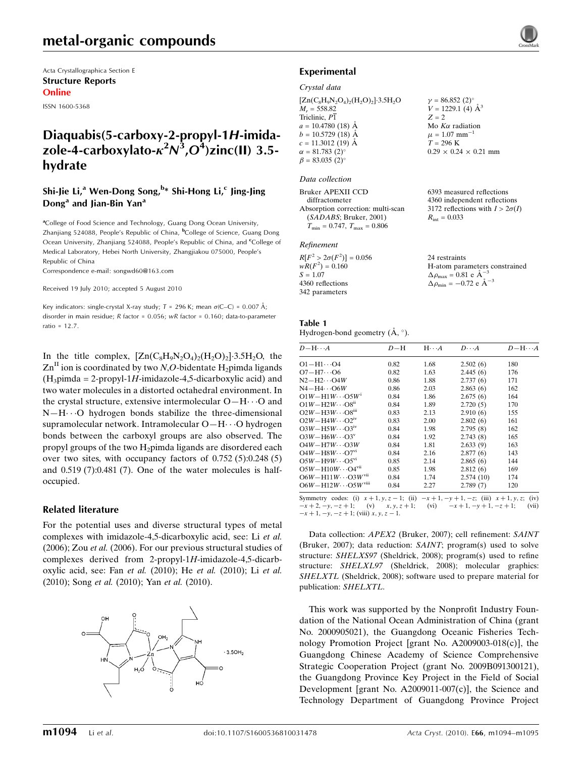# metal-organic compounds

Acta Crystallographica Section E
**Structure Reports**
**Online**

ISSN 1600-5368

# Diaquabis(5-carboxy-2-propyl-1*H*-imidazole-4-carboxylato-$\kappa^2N^3,O^4$)zinc(II) 3.5-hydrate

**Shi-Jie Li,[a] Wen-Dong Song,[b]* Shi-Hong Li,[c] Jing-Jing Dong[a] and Jian-Bin Yan[a]**

[a]College of Food Science and Technology, Guang Dong Ocean University, Zhanjiang 524088, People's Republic of China, [b]College of Science, Guang Dong Ocean University, Zhanjiang 524088, People's Republic of China, and [c]College of Medical Laboratory, Hebei North University, Zhangjiakou 075000, People's Republic of China
Correspondence e-mail: songwd60@163.com

Received 19 July 2010; accepted 5 August 2010

Key indicators: single-crystal X-ray study; $T$ = 296 K; mean $\sigma$(C–C) = 0.007 Å; disorder in main residue; $R$ factor = 0.056; $wR$ factor = 0.160; data-to-parameter ratio = 12.7.

In the title complex, $[Zn(C_8H_9N_2O_4)_2(H_2O)_2]\cdot3.5H_2O$, the $Zn^{II}$ ion is coordinated by two $N,O$-bidentate $H_2$pimda ligands ($H_3$pimda = 2-propyl-1*H*-imidazole-4,5-dicarboxylic acid) and two water molecules in a distorted octahedral environment. In the crystal structure, extensive intermolecular O—H···O and N—H···O hydrogen bonds stabilize the three-dimensional supramolecular network. Intramolecular O—H···O hydrogen bonds between the carboxyl groups are also observed. The propyl groups of the two $H_2$pimda ligands are disordered each over two sites, with occupancy factors of 0.752 (5):0.248 (5) and 0.519 (7):0.481 (7). One of the water molecules is half-occupied.

## Related literature

For the potential uses and diverse structural types of metal complexes with imidazole-4,5-dicarboxylic acid, see: Li *et al.* (2006); Zou *et al.* (2006). For our previous structural studies of complexes derived from 2-propyl-1*H*-imidazole-4,5-dicarboxylic acid, see: Fan *et al.* (2010); He *et al.* (2010); Li *et al.* (2010); Song *et al.* (2010); Yan *et al.* (2010).

## Experimental

### Crystal data

$[Zn(C_8H_9N_2O_4)_2(H_2O)_2]\cdot3.5H_2O$
$M_r$ = 558.82
Triclinic, $P\overline{1}$
$a$ = 10.4780 (18) Å
$b$ = 10.5729 (18) Å
$c$ = 11.3012 (19) Å
$\alpha$ = 81.783 (2)°
$\beta$ = 83.035 (2)°
$\gamma$ = 86.852 (2)°
$V$ = 1229.1 (4) Å$^3$
$Z$ = 2
Mo $K\alpha$ radiation
$\mu$ = 1.07 mm$^{-1}$
$T$ = 296 K
0.29 × 0.24 × 0.21 mm

### Data collection

Bruker APEXII CCD diffractometer
Absorption correction: multi-scan (*SADABS*; Bruker, 2001)
$T_{min}$ = 0.747, $T_{max}$ = 0.806
6393 measured reflections
4360 independent reflections
3172 reflections with $I > 2\sigma(I)$
$R_{int}$ = 0.033

### Refinement

$R[F^2 > 2\sigma(F^2)]$ = 0.056
$wR(F^2)$ = 0.160
$S$ = 1.07
4360 reflections
342 parameters
24 restraints
H-atom parameters constrained
$\Delta\rho_{max}$ = 0.81 e Å$^{-3}$
$\Delta\rho_{min}$ = −0.72 e Å$^{-3}$

**Table 1**
Hydrogen-bond geometry (Å, °).

| $D$—H···$A$ | $D$—H | H···$A$ | $D$···$A$ | $D$—H···$A$ |
|---|---|---|---|---|
| O1—H1···O4 | 0.82 | 1.68 | 2.502 (6) | 180 |
| O7—H7···O6 | 0.82 | 1.63 | 2.445 (6) | 176 |
| N2—H2···O4W | 0.86 | 1.88 | 2.737 (6) | 171 |
| N4—H4···O6W | 0.86 | 2.03 | 2.863 (6) | 162 |
| O1W—H1W···O5W$^{i}$ | 0.84 | 1.86 | 2.675 (6) | 164 |
| O1W—H2W···O8$^{ii}$ | 0.84 | 1.89 | 2.720 (5) | 170 |
| O2W—H3W···O8$^{iii}$ | 0.83 | 2.13 | 2.910 (6) | 155 |
| O2W—H4W···O2$^{iv}$ | 0.83 | 2.00 | 2.802 (6) | 161 |
| O3W—H5W···O3$^{iv}$ | 0.84 | 1.98 | 2.795 (8) | 162 |
| O3W—H6W···O3$^{v}$ | 0.84 | 1.92 | 2.743 (8) | 165 |
| O4W—H7W···O3W | 0.84 | 1.81 | 2.633 (9) | 163 |
| O4W—H8W···O7$^{vi}$ | 0.84 | 2.16 | 2.877 (6) | 143 |
| O5W—H9W···O5$^{vi}$ | 0.85 | 2.14 | 2.865 (6) | 144 |
| O5W—H10W···O4$^{vii}$ | 0.85 | 1.98 | 2.812 (6) | 169 |
| O6W—H11W···O3W$^{vii}$ | 0.84 | 1.74 | 2.574 (10) | 174 |
| O6W—H12W···O5W$^{viii}$ | 0.84 | 2.27 | 2.789 (7) | 120 |

Symmetry codes: (i) $x+1, y, z-1$; (ii) $-x+1, -y+1, -z$; (iii) $x+1, y, z$; (iv) $-x+2, -y, -z+1$; (v) $x, y, z+1$; (vi) $-x+1, -y+1, -z+1$; (vii) $-x+1, -y, -z+1$; (viii) $x, y, z-1$.

Data collection: *APEX2* (Bruker, 2007); cell refinement: *SAINT* (Bruker, 2007); data reduction: *SAINT*; program(s) used to solve structure: *SHELXS97* (Sheldrick, 2008); program(s) used to refine structure: *SHELXL97* (Sheldrick, 2008); molecular graphics: *SHELXTL* (Sheldrick, 2008); software used to prepare material for publication: *SHELXTL*.

This work was supported by the Nonprofit Industry Foundation of the National Ocean Administration of China (grant No. 2000905021), the Guangdong Oceanic Fisheries Technology Promotion Project [grant No. A2009003-018(c)], the Guangdong Chinese Academy of Science Comprehensive Strategic Cooperation Project (grant No. 2009B091300121), the Guangdong Province Key Project in the Field of Social Development [grant No. A2009011-007(c)], the Science and Technology Department of Guangdong Province Project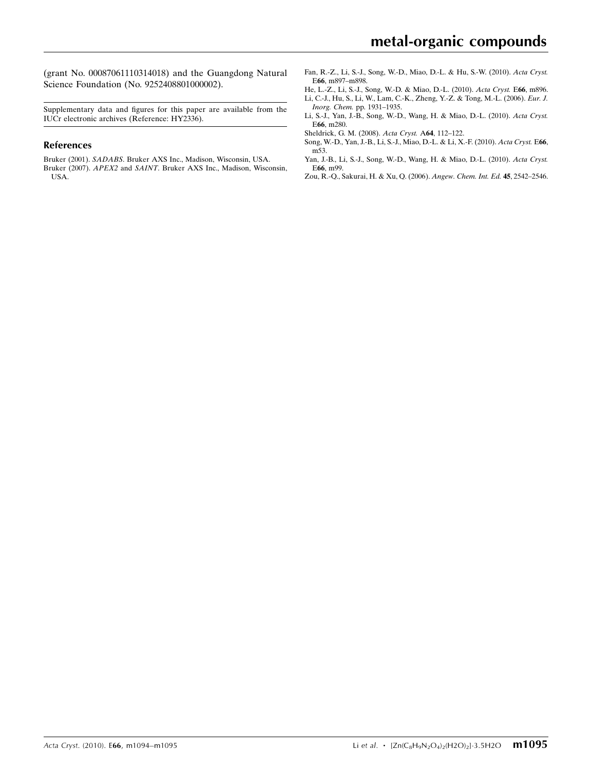(grant No. 00087061110314018) and the Guangdong Natural Science Foundation (No. 9252408801000002).

Supplementary data and figures for this paper are available from the IUCr electronic archives (Reference: HY2336).

## References

Bruker (2001). *SADABS*. Bruker AXS Inc., Madison, Wisconsin, USA.

Bruker (2007). *APEX2* and *SAINT*. Bruker AXS Inc., Madison, Wisconsin, USA.

Fan, R.-Z., Li, S.-J., Song, W.-D., Miao, D.-L. & Hu, S.-W. (2010). *Acta Cryst.* E**66**, m897–m898.

He, L.-Z., Li, S.-J., Song, W.-D. & Miao, D.-L. (2010). *Acta Cryst.* E**66**, m896.

Li, C.-J., Hu, S., Li, W., Lam, C.-K., Zheng, Y.-Z. & Tong, M.-L. (2006). *Eur. J. Inorg. Chem.* pp. 1931–1935.

Li, S.-J., Yan, J.-B., Song, W.-D., Wang, H. & Miao, D.-L. (2010). *Acta Cryst.* E**66**, m280.

Sheldrick, G. M. (2008). *Acta Cryst.* A**64**, 112–122.

Song, W.-D., Yan, J.-B., Li, S.-J., Miao, D.-L. & Li, X.-F. (2010). *Acta Cryst.* E**66**, m53.

Yan, J.-B., Li, S.-J., Song, W.-D., Wang, H. & Miao, D.-L. (2010). *Acta Cryst.* E**66**, m99.

Zou, R.-Q., Sakurai, H. & Xu, Q. (2006). *Angew. Chem. Int. Ed.* **45**, 2542–2546.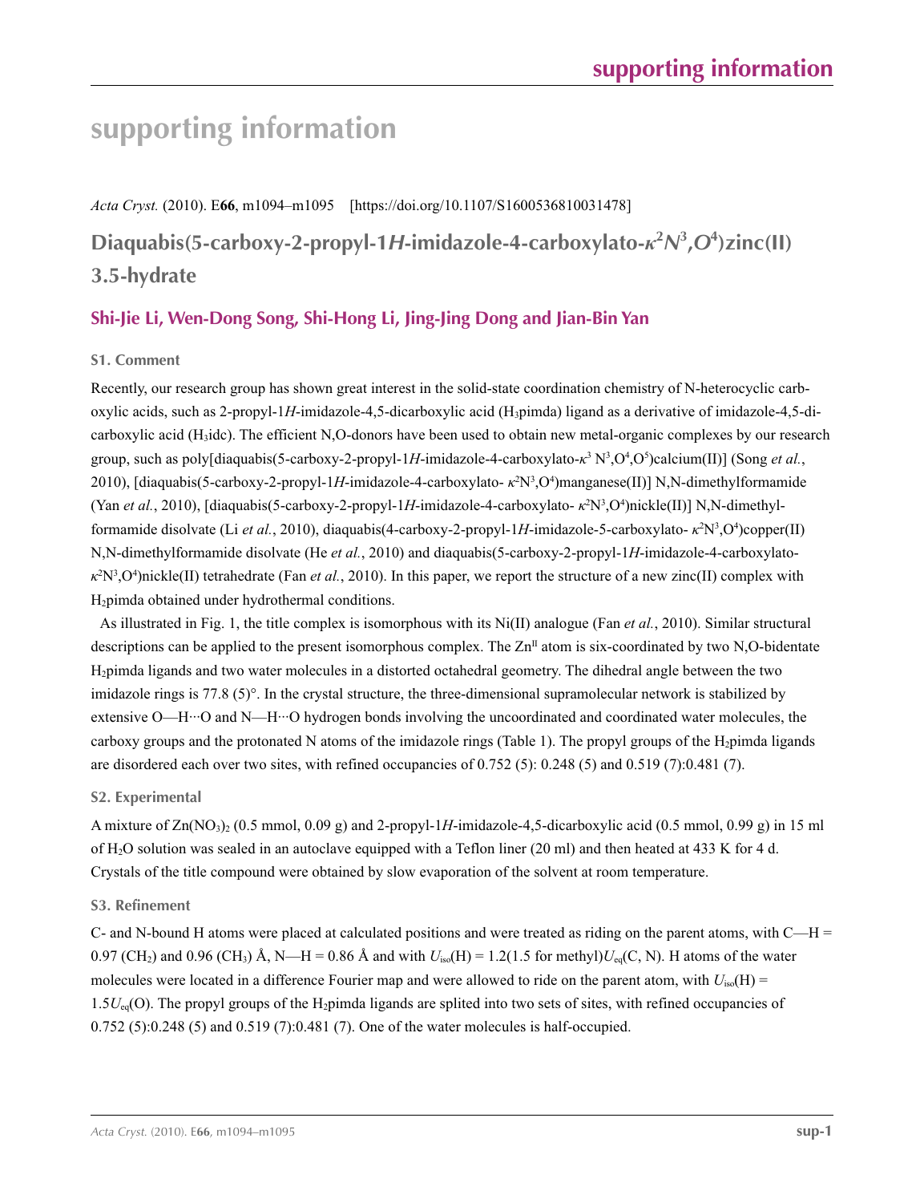# supporting information

*Acta Cryst.* (2010). E**66**, m1094–m1095 [https://doi.org/10.1107/S1600536810031478]

## Diaquabis(5-carboxy-2-propyl-1*H*-imidazole-4-carboxylato-$\kappa^2N^3,O^4$)zinc(II) 3.5-hydrate

### Shi-Jie Li, Wen-Dong Song, Shi-Hong Li, Jing-Jing Dong and Jian-Bin Yan

### S1. Comment

Recently, our research group has shown great interest in the solid-state coordination chemistry of N-heterocyclic carboxylic acids, such as 2-propyl-1*H*-imidazole-4,5-dicarboxylic acid ($H_3$pimda) ligand as a derivative of imidazole-4,5-dicarboxylic acid ($H_3$idc). The efficient N,O-donors have been used to obtain new metal-organic complexes by our research group, such as poly[diaquabis(5-carboxy-2-propyl-1*H*-imidazole-4-carboxylato-$\kappa^3$ $N^3,O^4,O^5$)calcium(II)] (Song *et al.*, 2010), [diaquabis(5-carboxy-2-propyl-1*H*-imidazole-4-carboxylato- $\kappa^2N^3,O^4$)manganese(II)] N,N-dimethylformamide (Yan *et al.*, 2010), [diaquabis(5-carboxy-2-propyl-1*H*-imidazole-4-carboxylato- $\kappa^2N^3,O^4$)nickle(II)] N,N-dimethylformamide disolvate (Li *et al.*, 2010), diaquabis(4-carboxy-2-propyl-1*H*-imidazole-5-carboxylato- $\kappa^2N^3,O^4$)copper(II) N,N-dimethylformamide disolvate (He *et al.*, 2010) and diaquabis(5-carboxy-2-propyl-1*H*-imidazole-4-carboxylato-$\kappa^2N^3,O^4$)nickle(II) tetrahedrate (Fan *et al.*, 2010). In this paper, we report the structure of a new zinc(II) complex with $H_2$pimda obtained under hydrothermal conditions.

As illustrated in Fig. 1, the title complex is isomorphous with its Ni(II) analogue (Fan *et al.*, 2010). Similar structural descriptions can be applied to the present isomorphous complex. The $Zn^{II}$ atom is six-coordinated by two N,O-bidentate $H_2$pimda ligands and two water molecules in a distorted octahedral geometry. The dihedral angle between the two imidazole rings is 77.8 (5)°. In the crystal structure, the three-dimensional supramolecular network is stabilized by extensive O—H···O and N—H···O hydrogen bonds involving the uncoordinated and coordinated water molecules, the carboxy groups and the protonated N atoms of the imidazole rings (Table 1). The propyl groups of the $H_2$pimda ligands are disordered each over two sites, with refined occupancies of 0.752 (5): 0.248 (5) and 0.519 (7):0.481 (7).

### S2. Experimental

A mixture of $Zn(NO_3)_2$ (0.5 mmol, 0.09 g) and 2-propyl-1*H*-imidazole-4,5-dicarboxylic acid (0.5 mmol, 0.99 g) in 15 ml of $H_2O$ solution was sealed in an autoclave equipped with a Teflon liner (20 ml) and then heated at 433 K for 4 d. Crystals of the title compound were obtained by slow evaporation of the solvent at room temperature.

### S3. Refinement

C- and N-bound H atoms were placed at calculated positions and were treated as riding on the parent atoms, with C—H = 0.97 ($CH_2$) and 0.96 ($CH_3$) Å, N—H = 0.86 Å and with $U_{iso}$(H) = 1.2(1.5 for methyl)$U_{eq}$(C, N). H atoms of the water molecules were located in a difference Fourier map and were allowed to ride on the parent atom, with $U_{iso}$(H) = 1.5$U_{eq}$(O). The propyl groups of the $H_2$pimda ligands are splited into two sets of sites, with refined occupancies of 0.752 (5):0.248 (5) and 0.519 (7):0.481 (7). One of the water molecules is half-occupied.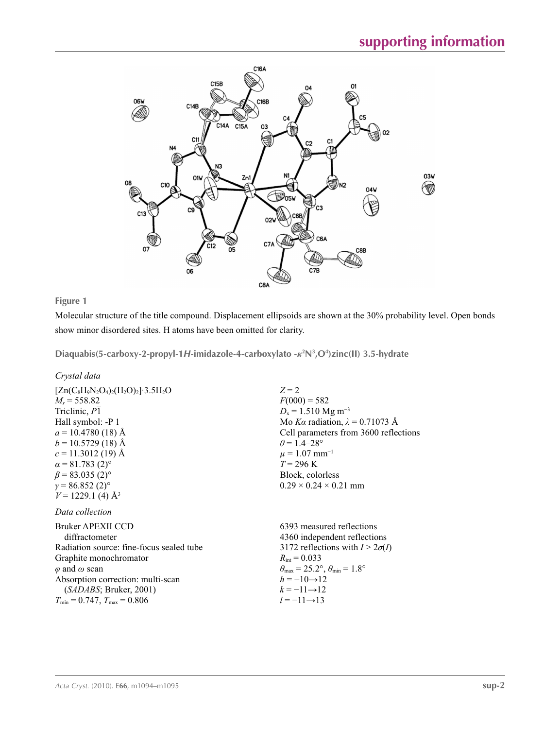**Figure 1**

Molecular structure of the title compound. Displacement ellipsoids are shown at the 30% probability level. Open bonds show minor disordered sites. H atoms have been omitted for clarity.

## Diaquabis(5-carboxy-2-propyl-1*H*-imidazole-4-carboxylato -$\kappa^2N^3,O^4$)zinc(II) 3.5-hydrate

### *Crystal data*

$[Zn(C_8H_9N_2O_4)_2(H_2O)_2]\cdot 3.5H_2O$
$M_r = 558.82$
Triclinic, $P\overline{1}$
Hall symbol: -P 1
$a = 10.4780$ (18) Å
$b = 10.5729$ (18) Å
$c = 11.3012$ (19) Å
$\alpha = 81.783$ (2)°
$\beta = 83.035$ (2)°
$\gamma = 86.852$ (2)°
$V = 1229.1$ (4) Å$^3$
$Z = 2$
$F(000) = 582$
$D_x = 1.510$ Mg m$^{-3}$
Mo $K\alpha$ radiation, $\lambda = 0.71073$ Å
Cell parameters from 3600 reflections
$\theta = 1.4$–28°
$\mu = 1.07$ mm$^{-1}$
$T = 296$ K
Block, colorless
0.29 × 0.24 × 0.21 mm

### *Data collection*

Bruker APEXII CCD diffractometer
Radiation source: fine-focus sealed tube
Graphite monochromator
$\varphi$ and $\omega$ scan
Absorption correction: multi-scan (*SADABS*; Bruker, 2001)
$T_{min} = 0.747$, $T_{max} = 0.806$
6393 measured reflections
4360 independent reflections
3172 reflections with $I > 2\sigma(I)$
$R_{int} = 0.033$
$\theta_{max} = 25.2°$, $\theta_{min} = 1.8°$
$h = -10 \rightarrow 12$
$k = -11 \rightarrow 12$
$l = -11 \rightarrow 13$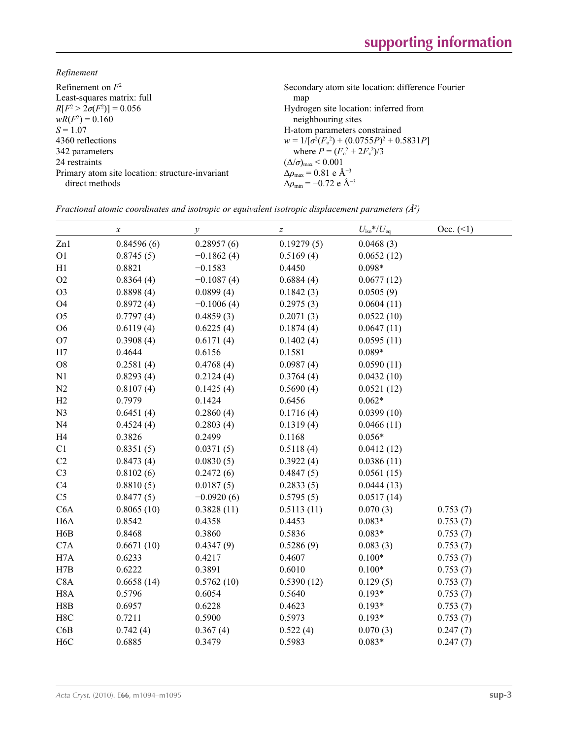*Refinement*

Refinement on $F^2$
Least-squares matrix: full
$R[F^2 > 2\sigma(F^2)] = 0.056$
$wR(F^2) = 0.160$
$S = 1.07$
4360 reflections
342 parameters
24 restraints
Primary atom site location: structure-invariant direct methods
Secondary atom site location: difference Fourier map
Hydrogen site location: inferred from neighbouring sites
H-atom parameters constrained
$w = 1/[\sigma^2(F_o^2) + (0.0755P)^2 + 0.5831P]$
where $P = (F_o^2 + 2F_c^2)/3$
$(\Delta/\sigma)_{max} < 0.001$
$\Delta\rho_{max} = 0.81$ e Å$^{-3}$
$\Delta\rho_{min} = -0.72$ e Å$^{-3}$

*Fractional atomic coordinates and isotropic or equivalent isotropic displacement parameters (Å$^2$)*

| | $x$ | $y$ | $z$ | $U_{iso}$*/$U_{eq}$ | Occ. (<1) |
|---|---|---|---|---|---|
| Zn1 | 0.84596 (6) | 0.28957 (6) | 0.19279 (5) | 0.0468 (3) | |
| O1 | 0.8745 (5) | −0.1862 (4) | 0.5169 (4) | 0.0652 (12) | |
| H1 | 0.8821 | −0.1583 | 0.4450 | 0.098* | |
| O2 | 0.8364 (4) | −0.1087 (4) | 0.6884 (4) | 0.0677 (12) | |
| O3 | 0.8898 (4) | 0.0899 (4) | 0.1842 (3) | 0.0505 (9) | |
| O4 | 0.8972 (4) | −0.1006 (4) | 0.2975 (3) | 0.0604 (11) | |
| O5 | 0.7797 (4) | 0.4859 (3) | 0.2071 (3) | 0.0522 (10) | |
| O6 | 0.6119 (4) | 0.6225 (4) | 0.1874 (4) | 0.0647 (11) | |
| O7 | 0.3908 (4) | 0.6171 (4) | 0.1402 (4) | 0.0595 (11) | |
| H7 | 0.4644 | 0.6156 | 0.1581 | 0.089* | |
| O8 | 0.2581 (4) | 0.4768 (4) | 0.0987 (4) | 0.0590 (11) | |
| N1 | 0.8293 (4) | 0.2124 (4) | 0.3764 (4) | 0.0432 (10) | |
| N2 | 0.8107 (4) | 0.1425 (4) | 0.5690 (4) | 0.0521 (12) | |
| H2 | 0.7979 | 0.1424 | 0.6456 | 0.062* | |
| N3 | 0.6451 (4) | 0.2860 (4) | 0.1716 (4) | 0.0399 (10) | |
| N4 | 0.4524 (4) | 0.2803 (4) | 0.1319 (4) | 0.0466 (11) | |
| H4 | 0.3826 | 0.2499 | 0.1168 | 0.056* | |
| C1 | 0.8351 (5) | 0.0371 (5) | 0.5118 (4) | 0.0412 (12) | |
| C2 | 0.8473 (4) | 0.0830 (5) | 0.3922 (4) | 0.0386 (11) | |
| C3 | 0.8102 (6) | 0.2472 (6) | 0.4847 (5) | 0.0561 (15) | |
| C4 | 0.8810 (5) | 0.0187 (5) | 0.2833 (5) | 0.0444 (13) | |
| C5 | 0.8477 (5) | −0.0920 (6) | 0.5795 (5) | 0.0517 (14) | |
| C6A | 0.8065 (10) | 0.3828 (11) | 0.5113 (11) | 0.070 (3) | 0.753 (7) |
| H6A | 0.8542 | 0.4358 | 0.4453 | 0.083* | 0.753 (7) |
| H6B | 0.8468 | 0.3860 | 0.5836 | 0.083* | 0.753 (7) |
| C7A | 0.6671 (10) | 0.4347 (9) | 0.5286 (9) | 0.083 (3) | 0.753 (7) |
| H7A | 0.6233 | 0.4217 | 0.4607 | 0.100* | 0.753 (7) |
| H7B | 0.6222 | 0.3891 | 0.6010 | 0.100* | 0.753 (7) |
| C8A | 0.6658 (14) | 0.5762 (10) | 0.5390 (12) | 0.129 (5) | 0.753 (7) |
| H8A | 0.5796 | 0.6054 | 0.5640 | 0.193* | 0.753 (7) |
| H8B | 0.6957 | 0.6228 | 0.4623 | 0.193* | 0.753 (7) |
| H8C | 0.7211 | 0.5900 | 0.5973 | 0.193* | 0.753 (7) |
| C6B | 0.742 (4) | 0.367 (4) | 0.522 (4) | 0.070 (3) | 0.247 (7) |
| H6C | 0.6885 | 0.3479 | 0.5983 | 0.083* | 0.247 (7) |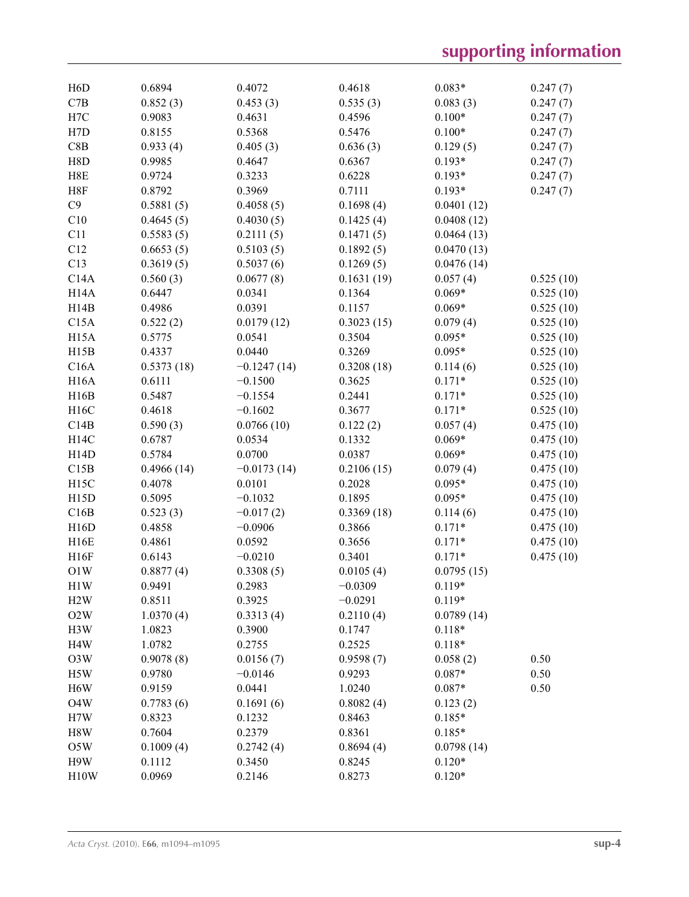| | | | | | |
|---|---|---|---|---|---|
| H6D | 0.6894 | 0.4072 | 0.4618 | 0.083* | 0.247 (7) |
| C7B | 0.852 (3) | 0.453 (3) | 0.535 (3) | 0.083 (3) | 0.247 (7) |
| H7C | 0.9083 | 0.4631 | 0.4596 | 0.100* | 0.247 (7) |
| H7D | 0.8155 | 0.5368 | 0.5476 | 0.100* | 0.247 (7) |
| C8B | 0.933 (4) | 0.405 (3) | 0.636 (3) | 0.129 (5) | 0.247 (7) |
| H8D | 0.9985 | 0.4647 | 0.6367 | 0.193* | 0.247 (7) |
| H8E | 0.9724 | 0.3233 | 0.6228 | 0.193* | 0.247 (7) |
| H8F | 0.8792 | 0.3969 | 0.7111 | 0.193* | 0.247 (7) |
| C9 | 0.5881 (5) | 0.4058 (5) | 0.1698 (4) | 0.0401 (12) | |
| C10 | 0.4645 (5) | 0.4030 (5) | 0.1425 (4) | 0.0408 (12) | |
| C11 | 0.5583 (5) | 0.2111 (5) | 0.1471 (5) | 0.0464 (13) | |
| C12 | 0.6653 (5) | 0.5103 (5) | 0.1892 (5) | 0.0470 (13) | |
| C13 | 0.3619 (5) | 0.5037 (6) | 0.1269 (5) | 0.0476 (14) | |
| C14A | 0.560 (3) | 0.0677 (8) | 0.1631 (19) | 0.057 (4) | 0.525 (10) |
| H14A | 0.6447 | 0.0341 | 0.1364 | 0.069* | 0.525 (10) |
| H14B | 0.4986 | 0.0391 | 0.1157 | 0.069* | 0.525 (10) |
| C15A | 0.522 (2) | 0.0179 (12) | 0.3023 (15) | 0.079 (4) | 0.525 (10) |
| H15A | 0.5775 | 0.0541 | 0.3504 | 0.095* | 0.525 (10) |
| H15B | 0.4337 | 0.0440 | 0.3269 | 0.095* | 0.525 (10) |
| C16A | 0.5373 (18) | −0.1247 (14) | 0.3208 (18) | 0.114 (6) | 0.525 (10) |
| H16A | 0.6111 | −0.1500 | 0.3625 | 0.171* | 0.525 (10) |
| H16B | 0.5487 | −0.1554 | 0.2441 | 0.171* | 0.525 (10) |
| H16C | 0.4618 | −0.1602 | 0.3677 | 0.171* | 0.525 (10) |
| C14B | 0.590 (3) | 0.0766 (10) | 0.122 (2) | 0.057 (4) | 0.475 (10) |
| H14C | 0.6787 | 0.0534 | 0.1332 | 0.069* | 0.475 (10) |
| H14D | 0.5784 | 0.0700 | 0.0387 | 0.069* | 0.475 (10) |
| C15B | 0.4966 (14) | −0.0173 (14) | 0.2106 (15) | 0.079 (4) | 0.475 (10) |
| H15C | 0.4078 | 0.0101 | 0.2028 | 0.095* | 0.475 (10) |
| H15D | 0.5095 | −0.1032 | 0.1895 | 0.095* | 0.475 (10) |
| C16B | 0.523 (3) | −0.017 (2) | 0.3369 (18) | 0.114 (6) | 0.475 (10) |
| H16D | 0.4858 | −0.0906 | 0.3866 | 0.171* | 0.475 (10) |
| H16E | 0.4861 | 0.0592 | 0.3656 | 0.171* | 0.475 (10) |
| H16F | 0.6143 | −0.0210 | 0.3401 | 0.171* | 0.475 (10) |
| O1W | 0.8877 (4) | 0.3308 (5) | 0.0105 (4) | 0.0795 (15) | |
| H1W | 0.9491 | 0.2983 | −0.0309 | 0.119* | |
| H2W | 0.8511 | 0.3925 | −0.0291 | 0.119* | |
| O2W | 1.0370 (4) | 0.3313 (4) | 0.2110 (4) | 0.0789 (14) | |
| H3W | 1.0823 | 0.3900 | 0.1747 | 0.118* | |
| H4W | 1.0782 | 0.2755 | 0.2525 | 0.118* | |
| O3W | 0.9078 (8) | 0.0156 (7) | 0.9598 (7) | 0.058 (2) | 0.50 |
| H5W | 0.9780 | −0.0146 | 0.9293 | 0.087* | 0.50 |
| H6W | 0.9159 | 0.0441 | 1.0240 | 0.087* | 0.50 |
| O4W | 0.7783 (6) | 0.1691 (6) | 0.8082 (4) | 0.123 (2) | |
| H7W | 0.8323 | 0.1232 | 0.8463 | 0.185* | |
| H8W | 0.7604 | 0.2379 | 0.8361 | 0.185* | |
| O5W | 0.1009 (4) | 0.2742 (4) | 0.8694 (4) | 0.0798 (14) | |
| H9W | 0.1112 | 0.3450 | 0.8245 | 0.120* | |
| H10W | 0.0969 | 0.2146 | 0.8273 | 0.120* | |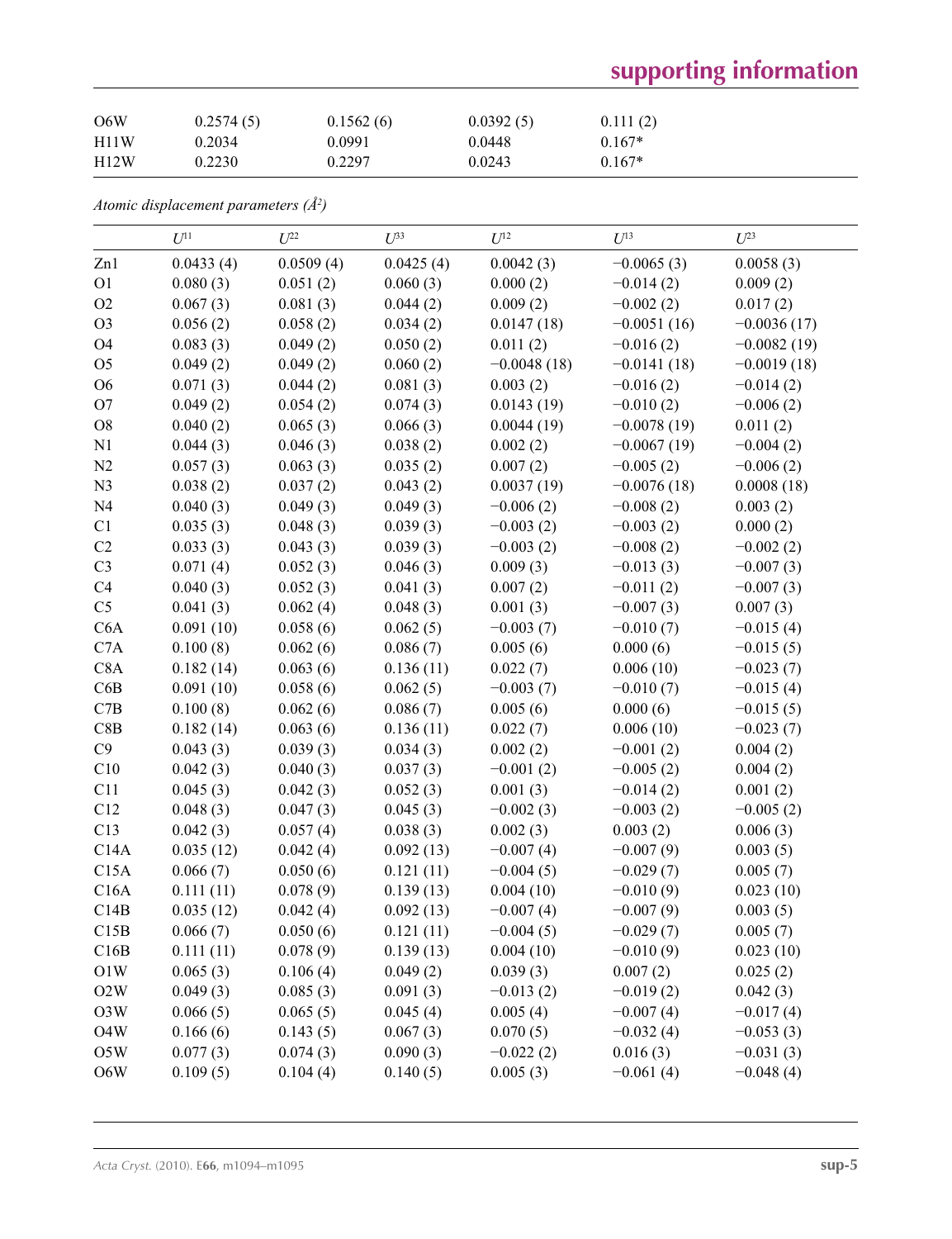| O6W | 0.2574 (5) | 0.1562 (6) | 0.0392 (5) | 0.111 (2) |
|---|---|---|---|---|
| H11W | 0.2034 | 0.0991 | 0.0448 | 0.167* |
| H12W | 0.2230 | 0.2297 | 0.0243 | 0.167* |

*Atomic displacement parameters (Å²)*

| | $U^{11}$ | $U^{22}$ | $U^{33}$ | $U^{12}$ | $U^{13}$ | $U^{23}$ |
|---|---|---|---|---|---|---|
| Zn1 | 0.0433 (4) | 0.0509 (4) | 0.0425 (4) | 0.0042 (3) | −0.0065 (3) | 0.0058 (3) |
| O1 | 0.080 (3) | 0.051 (2) | 0.060 (3) | 0.000 (2) | −0.014 (2) | 0.009 (2) |
| O2 | 0.067 (3) | 0.081 (3) | 0.044 (2) | 0.009 (2) | −0.002 (2) | 0.017 (2) |
| O3 | 0.056 (2) | 0.058 (2) | 0.034 (2) | 0.0147 (18) | −0.0051 (16) | −0.0036 (17) |
| O4 | 0.083 (3) | 0.049 (2) | 0.050 (2) | 0.011 (2) | −0.016 (2) | −0.0082 (19) |
| O5 | 0.049 (2) | 0.049 (2) | 0.060 (2) | −0.0048 (18) | −0.0141 (18) | −0.0019 (18) |
| O6 | 0.071 (3) | 0.044 (2) | 0.081 (3) | 0.003 (2) | −0.016 (2) | −0.014 (2) |
| O7 | 0.049 (2) | 0.054 (2) | 0.074 (3) | 0.0143 (19) | −0.010 (2) | −0.006 (2) |
| O8 | 0.040 (2) | 0.065 (3) | 0.066 (3) | 0.0044 (19) | −0.0078 (19) | 0.011 (2) |
| N1 | 0.044 (3) | 0.046 (3) | 0.038 (2) | 0.002 (2) | −0.0067 (19) | −0.004 (2) |
| N2 | 0.057 (3) | 0.063 (3) | 0.035 (2) | 0.007 (2) | −0.005 (2) | −0.006 (2) |
| N3 | 0.038 (2) | 0.037 (2) | 0.043 (2) | 0.0037 (19) | −0.0076 (18) | 0.0008 (18) |
| N4 | 0.040 (3) | 0.049 (3) | 0.049 (3) | −0.006 (2) | −0.008 (2) | 0.003 (2) |
| C1 | 0.035 (3) | 0.048 (3) | 0.039 (3) | −0.003 (2) | −0.003 (2) | 0.000 (2) |
| C2 | 0.033 (3) | 0.043 (3) | 0.039 (3) | −0.003 (2) | −0.008 (2) | −0.002 (2) |
| C3 | 0.071 (4) | 0.052 (3) | 0.046 (3) | 0.009 (3) | −0.013 (3) | −0.007 (3) |
| C4 | 0.040 (3) | 0.052 (3) | 0.041 (3) | 0.007 (2) | −0.011 (2) | −0.007 (3) |
| C5 | 0.041 (3) | 0.062 (4) | 0.048 (3) | 0.001 (3) | −0.007 (3) | 0.007 (3) |
| C6A | 0.091 (10) | 0.058 (6) | 0.062 (5) | −0.003 (7) | −0.010 (7) | −0.015 (4) |
| C7A | 0.100 (8) | 0.062 (6) | 0.086 (7) | 0.005 (6) | 0.000 (6) | −0.015 (5) |
| C8A | 0.182 (14) | 0.063 (6) | 0.136 (11) | 0.022 (7) | 0.006 (10) | −0.023 (7) |
| C6B | 0.091 (10) | 0.058 (6) | 0.062 (5) | −0.003 (7) | −0.010 (7) | −0.015 (4) |
| C7B | 0.100 (8) | 0.062 (6) | 0.086 (7) | 0.005 (6) | 0.000 (6) | −0.015 (5) |
| C8B | 0.182 (14) | 0.063 (6) | 0.136 (11) | 0.022 (7) | 0.006 (10) | −0.023 (7) |
| C9 | 0.043 (3) | 0.039 (3) | 0.034 (3) | 0.002 (2) | −0.001 (2) | 0.004 (2) |
| C10 | 0.042 (3) | 0.040 (3) | 0.037 (3) | −0.001 (2) | −0.005 (2) | 0.004 (2) |
| C11 | 0.045 (3) | 0.042 (3) | 0.052 (3) | 0.001 (3) | −0.014 (2) | 0.001 (2) |
| C12 | 0.048 (3) | 0.047 (3) | 0.045 (3) | −0.002 (3) | −0.003 (2) | −0.005 (2) |
| C13 | 0.042 (3) | 0.057 (4) | 0.038 (3) | 0.002 (3) | 0.003 (2) | 0.006 (3) |
| C14A | 0.035 (12) | 0.042 (4) | 0.092 (13) | −0.007 (4) | −0.007 (9) | 0.003 (5) |
| C15A | 0.066 (7) | 0.050 (6) | 0.121 (11) | −0.004 (5) | −0.029 (7) | 0.005 (7) |
| C16A | 0.111 (11) | 0.078 (9) | 0.139 (13) | 0.004 (10) | −0.010 (9) | 0.023 (10) |
| C14B | 0.035 (12) | 0.042 (4) | 0.092 (13) | −0.007 (4) | −0.007 (9) | 0.003 (5) |
| C15B | 0.066 (7) | 0.050 (6) | 0.121 (11) | −0.004 (5) | −0.029 (7) | 0.005 (7) |
| C16B | 0.111 (11) | 0.078 (9) | 0.139 (13) | 0.004 (10) | −0.010 (9) | 0.023 (10) |
| O1W | 0.065 (3) | 0.106 (4) | 0.049 (2) | 0.039 (3) | 0.007 (2) | 0.025 (2) |
| O2W | 0.049 (3) | 0.085 (3) | 0.091 (3) | −0.013 (2) | −0.019 (2) | 0.042 (3) |
| O3W | 0.066 (5) | 0.065 (5) | 0.045 (4) | 0.005 (4) | −0.007 (4) | −0.017 (4) |
| O4W | 0.166 (6) | 0.143 (5) | 0.067 (3) | 0.070 (5) | −0.032 (4) | −0.053 (3) |
| O5W | 0.077 (3) | 0.074 (3) | 0.090 (3) | −0.022 (2) | 0.016 (3) | −0.031 (3) |
| O6W | 0.109 (5) | 0.104 (4) | 0.140 (5) | 0.005 (3) | −0.061 (4) | −0.048 (4) |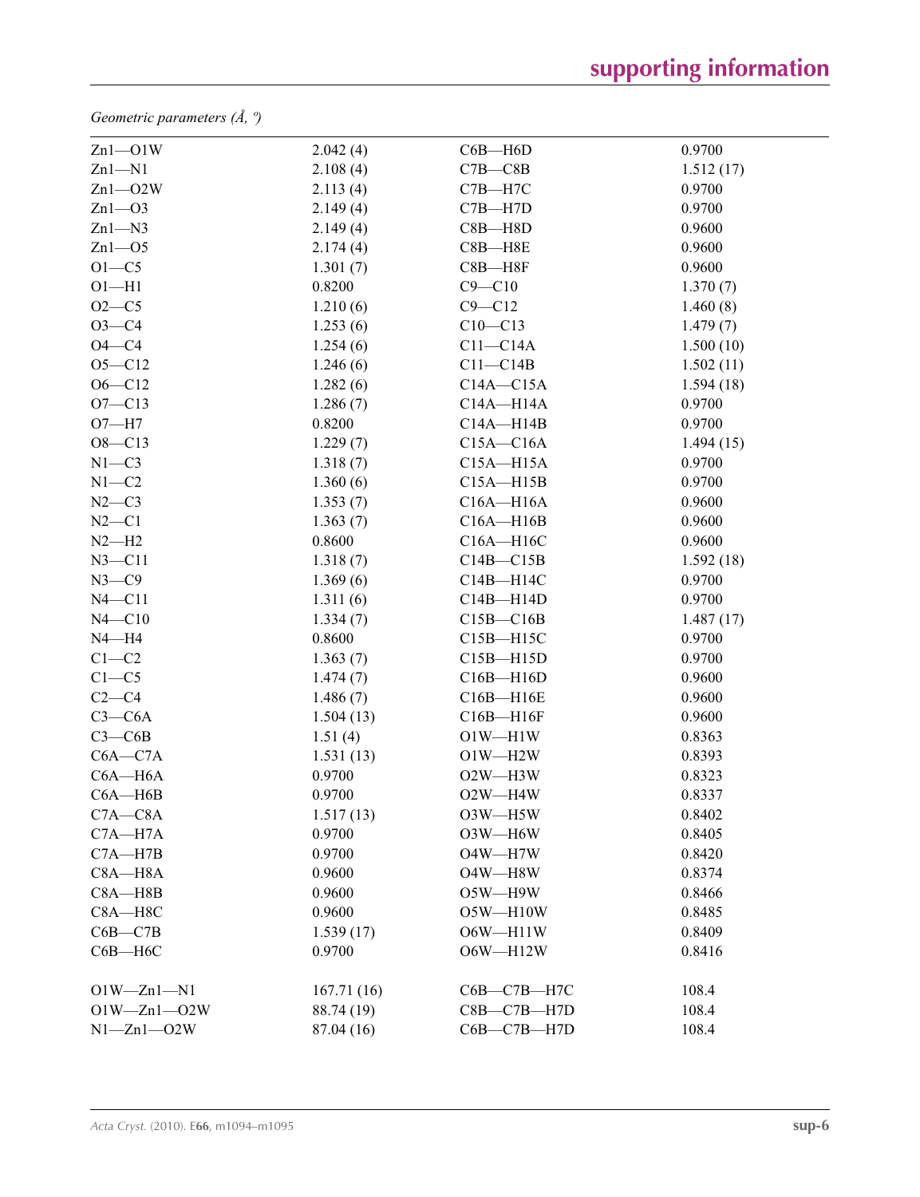*Geometric parameters (Å, º)*

| | | | |
|---|---|---|---|
| Zn1—O1W | 2.042 (4) | C6B—H6D | 0.9700 |
| Zn1—N1 | 2.108 (4) | C7B—C8B | 1.512 (17) |
| Zn1—O2W | 2.113 (4) | C7B—H7C | 0.9700 |
| Zn1—O3 | 2.149 (4) | C7B—H7D | 0.9700 |
| Zn1—N3 | 2.149 (4) | C8B—H8D | 0.9600 |
| Zn1—O5 | 2.174 (4) | C8B—H8E | 0.9600 |
| O1—C5 | 1.301 (7) | C8B—H8F | 0.9600 |
| O1—H1 | 0.8200 | C9—C10 | 1.370 (7) |
| O2—C5 | 1.210 (6) | C9—C12 | 1.460 (8) |
| O3—C4 | 1.253 (6) | C10—C13 | 1.479 (7) |
| O4—C4 | 1.254 (6) | C11—C14A | 1.500 (10) |
| O5—C12 | 1.246 (6) | C11—C14B | 1.502 (11) |
| O6—C12 | 1.282 (6) | C14A—C15A | 1.594 (18) |
| O7—C13 | 1.286 (7) | C14A—H14A | 0.9700 |
| O7—H7 | 0.8200 | C14A—H14B | 0.9700 |
| O8—C13 | 1.229 (7) | C15A—C16A | 1.494 (15) |
| N1—C3 | 1.318 (7) | C15A—H15A | 0.9700 |
| N1—C2 | 1.360 (6) | C15A—H15B | 0.9700 |
| N2—C3 | 1.353 (7) | C16A—H16A | 0.9600 |
| N2—C1 | 1.363 (7) | C16A—H16B | 0.9600 |
| N2—H2 | 0.8600 | C16A—H16C | 0.9600 |
| N3—C11 | 1.318 (7) | C14B—C15B | 1.592 (18) |
| N3—C9 | 1.369 (6) | C14B—H14C | 0.9700 |
| N4—C11 | 1.311 (6) | C14B—H14D | 0.9700 |
| N4—C10 | 1.334 (7) | C15B—C16B | 1.487 (17) |
| N4—H4 | 0.8600 | C15B—H15C | 0.9700 |
| C1—C2 | 1.363 (7) | C15B—H15D | 0.9700 |
| C1—C5 | 1.474 (7) | C16B—H16D | 0.9600 |
| C2—C4 | 1.486 (7) | C16B—H16E | 0.9600 |
| C3—C6A | 1.504 (13) | C16B—H16F | 0.9600 |
| C3—C6B | 1.51 (4) | O1W—H1W | 0.8363 |
| C6A—C7A | 1.531 (13) | O1W—H2W | 0.8393 |
| C6A—H6A | 0.9700 | O2W—H3W | 0.8323 |
| C6A—H6B | 0.9700 | O2W—H4W | 0.8337 |
| C7A—C8A | 1.517 (13) | O3W—H5W | 0.8402 |
| C7A—H7A | 0.9700 | O3W—H6W | 0.8405 |
| C7A—H7B | 0.9700 | O4W—H7W | 0.8420 |
| C8A—H8A | 0.9600 | O4W—H8W | 0.8374 |
| C8A—H8B | 0.9600 | O5W—H9W | 0.8466 |
| C8A—H8C | 0.9600 | O5W—H10W | 0.8485 |
| C6B—C7B | 1.539 (17) | O6W—H11W | 0.8409 |
| C6B—H6C | 0.9700 | O6W—H12W | 0.8416 |
| | | | |
| O1W—Zn1—N1 | 167.71 (16) | C6B—C7B—H7C | 108.4 |
| O1W—Zn1—O2W | 88.74 (19) | C8B—C7B—H7D | 108.4 |
| N1—Zn1—O2W | 87.04 (16) | C6B—C7B—H7D | 108.4 |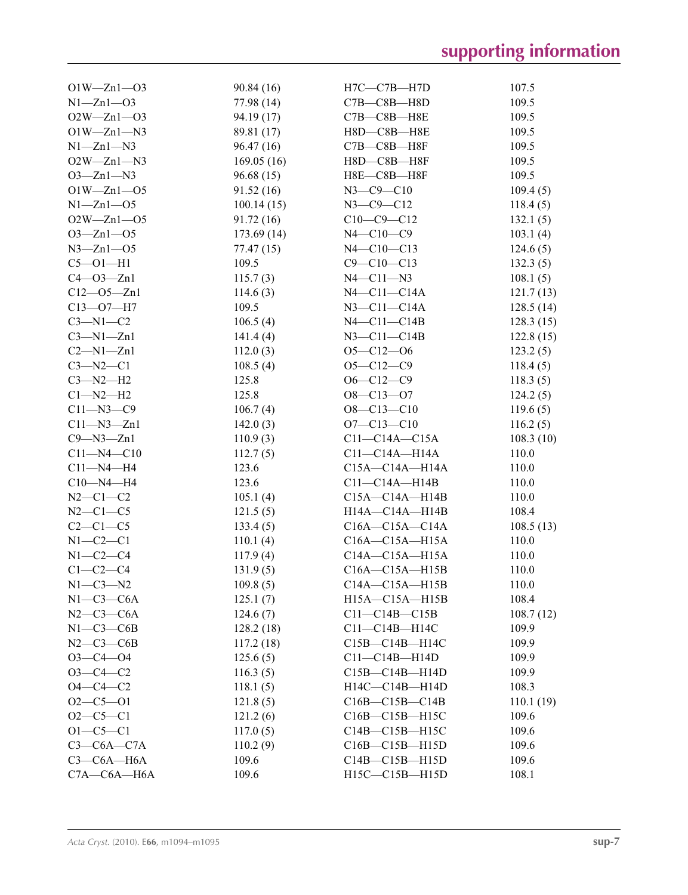| | | | |
|---|---|---|---|
| O1W—Zn1—O3 | 90.84 (16) | H7C—C7B—H7D | 107.5 |
| N1—Zn1—O3 | 77.98 (14) | C7B—C8B—H8D | 109.5 |
| O2W—Zn1—O3 | 94.19 (17) | C7B—C8B—H8E | 109.5 |
| O1W—Zn1—N3 | 89.81 (17) | H8D—C8B—H8E | 109.5 |
| N1—Zn1—N3 | 96.47 (16) | C7B—C8B—H8F | 109.5 |
| O2W—Zn1—N3 | 169.05 (16) | H8D—C8B—H8F | 109.5 |
| O3—Zn1—N3 | 96.68 (15) | H8E—C8B—H8F | 109.5 |
| O1W—Zn1—O5 | 91.52 (16) | N3—C9—C10 | 109.4 (5) |
| N1—Zn1—O5 | 100.14 (15) | N3—C9—C12 | 118.4 (5) |
| O2W—Zn1—O5 | 91.72 (16) | C10—C9—C12 | 132.1 (5) |
| O3—Zn1—O5 | 173.69 (14) | N4—C10—C9 | 103.1 (4) |
| N3—Zn1—O5 | 77.47 (15) | N4—C10—C13 | 124.6 (5) |
| C5—O1—H1 | 109.5 | C9—C10—C13 | 132.3 (5) |
| C4—O3—Zn1 | 115.7 (3) | N4—C11—N3 | 108.1 (5) |
| C12—O5—Zn1 | 114.6 (3) | N4—C11—C14A | 121.7 (13) |
| C13—O7—H7 | 109.5 | N3—C11—C14A | 128.5 (14) |
| C3—N1—C2 | 106.5 (4) | N4—C11—C14B | 128.3 (15) |
| C3—N1—Zn1 | 141.4 (4) | N3—C11—C14B | 122.8 (15) |
| C2—N1—Zn1 | 112.0 (3) | O5—C12—O6 | 123.2 (5) |
| C3—N2—C1 | 108.5 (4) | O5—C12—C9 | 118.4 (5) |
| C3—N2—H2 | 125.8 | O6—C12—C9 | 118.3 (5) |
| C1—N2—H2 | 125.8 | O8—C13—O7 | 124.2 (5) |
| C11—N3—C9 | 106.7 (4) | O8—C13—C10 | 119.6 (5) |
| C11—N3—Zn1 | 142.0 (3) | O7—C13—C10 | 116.2 (5) |
| C9—N3—Zn1 | 110.9 (3) | C11—C14A—C15A | 108.3 (10) |
| C11—N4—C10 | 112.7 (5) | C11—C14A—H14A | 110.0 |
| C11—N4—H4 | 123.6 | C15A—C14A—H14A | 110.0 |
| C10—N4—H4 | 123.6 | C11—C14A—H14B | 110.0 |
| N2—C1—C2 | 105.1 (4) | C15A—C14A—H14B | 110.0 |
| N2—C1—C5 | 121.5 (5) | H14A—C14A—H14B | 108.4 |
| C2—C1—C5 | 133.4 (5) | C16A—C15A—C14A | 108.5 (13) |
| N1—C2—C1 | 110.1 (4) | C16A—C15A—H15A | 110.0 |
| N1—C2—C4 | 117.9 (4) | C14A—C15A—H15A | 110.0 |
| C1—C2—C4 | 131.9 (5) | C16A—C15A—H15B | 110.0 |
| N1—C3—N2 | 109.8 (5) | C14A—C15A—H15B | 110.0 |
| N1—C3—C6A | 125.1 (7) | H15A—C15A—H15B | 108.4 |
| N2—C3—C6A | 124.6 (7) | C11—C14B—C15B | 108.7 (12) |
| N1—C3—C6B | 128.2 (18) | C11—C14B—H14C | 109.9 |
| N2—C3—C6B | 117.2 (18) | C15B—C14B—H14C | 109.9 |
| O3—C4—O4 | 125.6 (5) | C11—C14B—H14D | 109.9 |
| O3—C4—C2 | 116.3 (5) | C15B—C14B—H14D | 109.9 |
| O4—C4—C2 | 118.1 (5) | H14C—C14B—H14D | 108.3 |
| O2—C5—O1 | 121.8 (5) | C16B—C15B—C14B | 110.1 (19) |
| O2—C5—C1 | 121.2 (6) | C16B—C15B—H15C | 109.6 |
| O1—C5—C1 | 117.0 (5) | C14B—C15B—H15C | 109.6 |
| C3—C6A—C7A | 110.2 (9) | C16B—C15B—H15D | 109.6 |
| C3—C6A—H6A | 109.6 | C14B—C15B—H15D | 109.6 |
| C7A—C6A—H6A | 109.6 | H15C—C15B—H15D | 108.1 |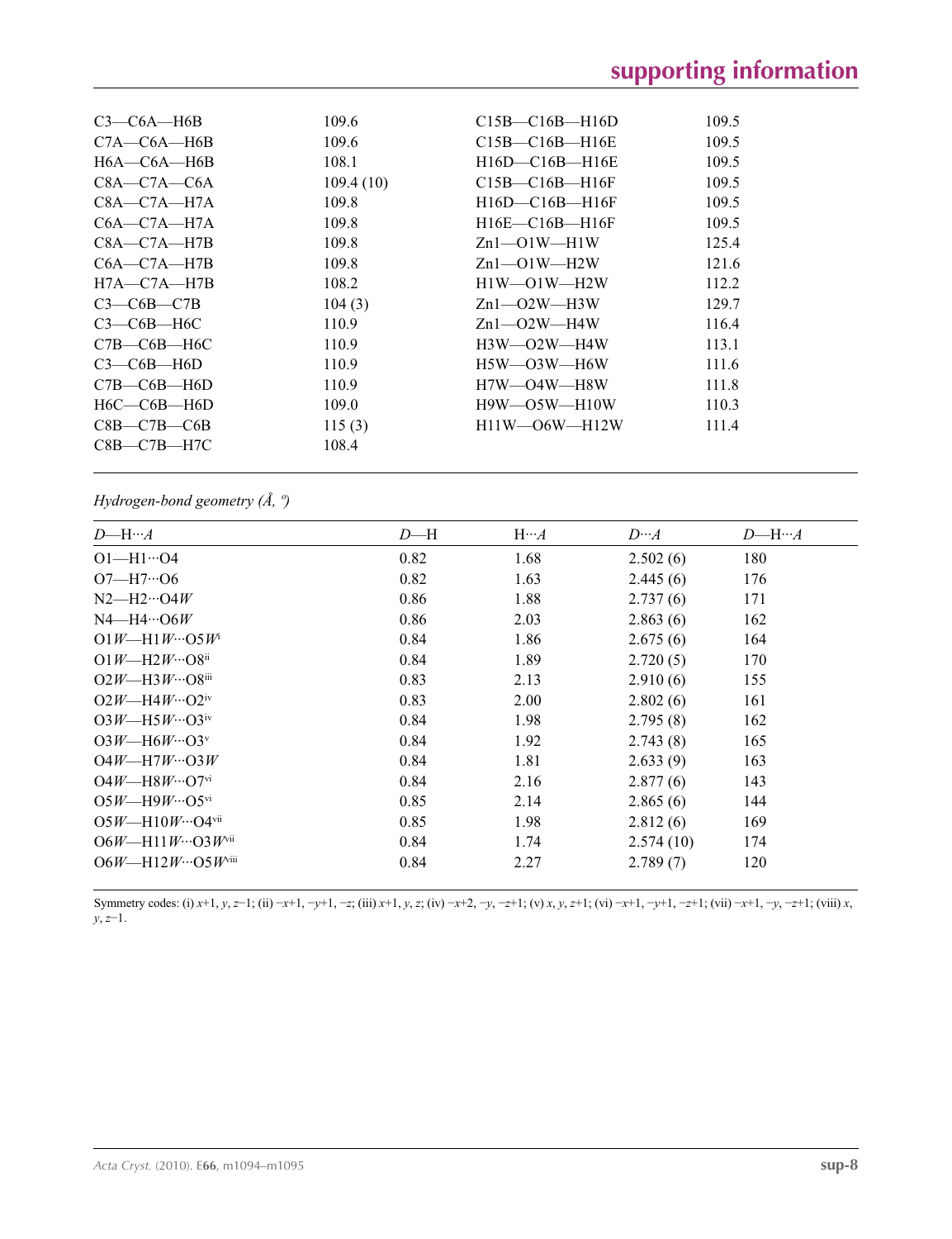| | | | |
|---|---|---|---|
| C3—C6A—H6B | 109.6 | C15B—C16B—H16D | 109.5 |
| C7A—C6A—H6B | 109.6 | C15B—C16B—H16E | 109.5 |
| H6A—C6A—H6B | 108.1 | H16D—C16B—H16E | 109.5 |
| C8A—C7A—C6A | 109.4 (10) | C15B—C16B—H16F | 109.5 |
| C8A—C7A—H7A | 109.8 | H16D—C16B—H16F | 109.5 |
| C6A—C7A—H7A | 109.8 | H16E—C16B—H16F | 109.5 |
| C8A—C7A—H7B | 109.8 | Zn1—O1W—H1W | 125.4 |
| C6A—C7A—H7B | 109.8 | Zn1—O1W—H2W | 121.6 |
| H7A—C7A—H7B | 108.2 | H1W—O1W—H2W | 112.2 |
| C3—C6B—C7B | 104 (3) | Zn1—O2W—H3W | 129.7 |
| C3—C6B—H6C | 110.9 | Zn1—O2W—H4W | 116.4 |
| C7B—C6B—H6C | 110.9 | H3W—O2W—H4W | 113.1 |
| C3—C6B—H6D | 110.9 | H5W—O3W—H6W | 111.6 |
| C7B—C6B—H6D | 110.9 | H7W—O4W—H8W | 111.8 |
| H6C—C6B—H6D | 109.0 | H9W—O5W—H10W | 110.3 |
| C8B—C7B—C6B | 115 (3) | H11W—O6W—H12W | 111.4 |
| C8B—C7B—H7C | 108.4 | | |

*Hydrogen-bond geometry (Å, º)*

| *D*—H···*A* | *D*—H | H···*A* | *D*···*A* | *D*—H···*A* |
|---|---|---|---|---|
| O1—H1···O4 | 0.82 | 1.68 | 2.502 (6) | 180 |
| O7—H7···O6 | 0.82 | 1.63 | 2.445 (6) | 176 |
| N2—H2···O4*W* | 0.86 | 1.88 | 2.737 (6) | 171 |
| N4—H4···O6*W* | 0.86 | 2.03 | 2.863 (6) | 162 |
| O1*W*—H1*W*···O5*W*[i] | 0.84 | 1.86 | 2.675 (6) | 164 |
| O1*W*—H2*W*···O8[ii] | 0.84 | 1.89 | 2.720 (5) | 170 |
| O2*W*—H3*W*···O8[iii] | 0.83 | 2.13 | 2.910 (6) | 155 |
| O2*W*—H4*W*···O2[iv] | 0.83 | 2.00 | 2.802 (6) | 161 |
| O3*W*—H5*W*···O3[iv] | 0.84 | 1.98 | 2.795 (8) | 162 |
| O3*W*—H6*W*···O3[v] | 0.84 | 1.92 | 2.743 (8) | 165 |
| O4*W*—H7*W*···O3*W* | 0.84 | 1.81 | 2.633 (9) | 163 |
| O4*W*—H8*W*···O7[vi] | 0.84 | 2.16 | 2.877 (6) | 143 |
| O5*W*—H9*W*···O5[vi] | 0.85 | 2.14 | 2.865 (6) | 144 |
| O5*W*—H10*W*···O4[vii] | 0.85 | 1.98 | 2.812 (6) | 169 |
| O6*W*—H11*W*···O3*W*[vii] | 0.84 | 1.74 | 2.574 (10) | 174 |
| O6*W*—H12*W*···O5*W*[viii] | 0.84 | 2.27 | 2.789 (7) | 120 |

Symmetry codes: (i) *x*+1, *y*, *z*−1; (ii) −*x*+1, −*y*+1, −*z*; (iii) *x*+1, *y*, *z*; (iv) −*x*+2, −*y*, −*z*+1; (v) *x*, *y*, *z*+1; (vi) −*x*+1, −*y*+1, −*z*+1; (vii) −*x*+1, −*y*, −*z*+1; (viii) *x*, *y*, *z*−1.